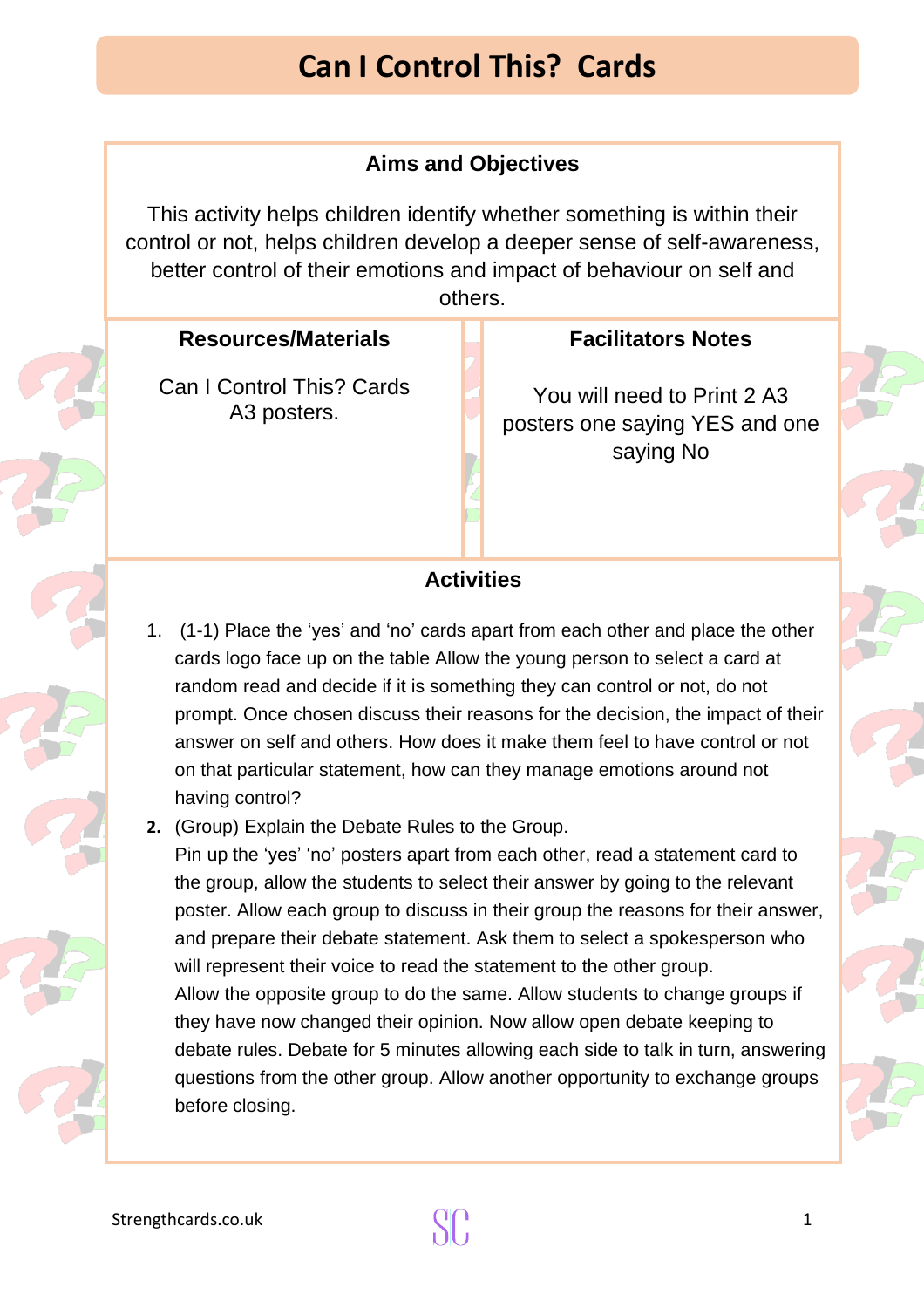# Can I Control This? Cards

## Aims and Objectives

This activity helps children identify whether something is within their control or not, helps children develop a deeper sense of self-awareness, better control of their emotions and impact of behaviour on self and others.

## Resources/Materials

Can I Control This? Cards
A3 posters.

## Facilitators Notes

You will need to Print 2 A3 posters one saying YES and one saying No

## Activities

1. (1-1) Place the 'yes' and 'no' cards apart from each other and place the other cards logo face up on the table Allow the young person to select a card at random read and decide if it is something they can control or not, do not prompt. Once chosen discuss their reasons for the decision, the impact of their answer on self and others. How does it make them feel to have control or not on that particular statement, how can they manage emotions around not having control?
2. (Group) Explain the Debate Rules to the Group.
   Pin up the 'yes' 'no' posters apart from each other, read a statement card to the group, allow the students to select their answer by going to the relevant poster. Allow each group to discuss in their group the reasons for their answer, and prepare their debate statement. Ask them to select a spokesperson who will represent their voice to read the statement to the other group.
   Allow the opposite group to do the same. Allow students to change groups if they have now changed their opinion. Now allow open debate keeping to debate rules. Debate for 5 minutes allowing each side to talk in turn, answering questions from the other group. Allow another opportunity to exchange groups before closing.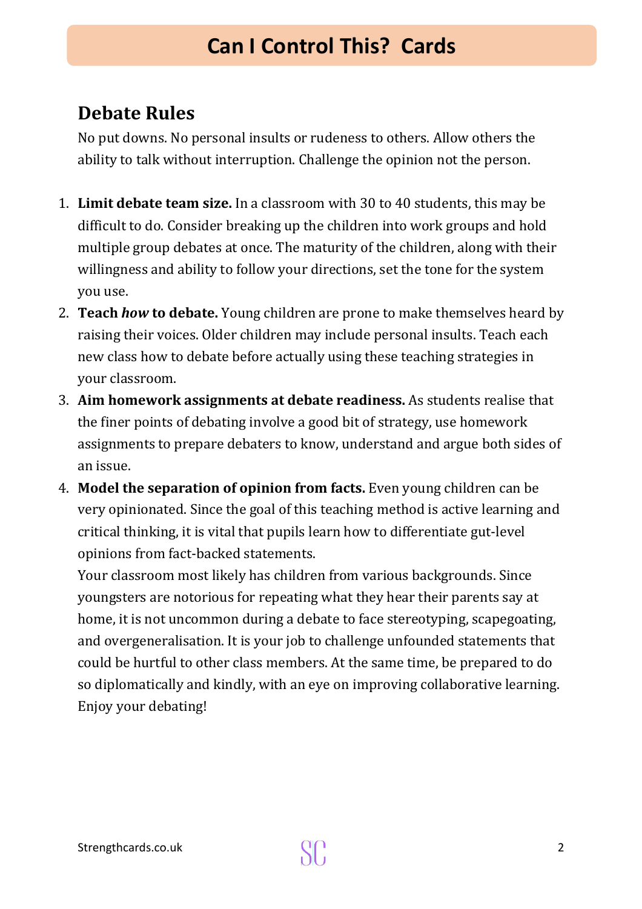# Can I Control This? Cards

## Debate Rules

No put downs. No personal insults or rudeness to others. Allow others the ability to talk without interruption. Challenge the opinion not the person.

1. **Limit debate team size.** In a classroom with 30 to 40 students, this may be difficult to do. Consider breaking up the children into work groups and hold multiple group debates at once. The maturity of the children, along with their willingness and ability to follow your directions, set the tone for the system you use.
2. **Teach *how* to debate.** Young children are prone to make themselves heard by raising their voices. Older children may include personal insults. Teach each new class how to debate before actually using these teaching strategies in your classroom.
3. **Aim homework assignments at debate readiness.** As students realise that the finer points of debating involve a good bit of strategy, use homework assignments to prepare debaters to know, understand and argue both sides of an issue.
4. **Model the separation of opinion from facts.** Even young children can be very opinionated. Since the goal of this teaching method is active learning and critical thinking, it is vital that pupils learn how to differentiate gut-level opinions from fact-backed statements.
   Your classroom most likely has children from various backgrounds. Since youngsters are notorious for repeating what they hear their parents say at home, it is not uncommon during a debate to face stereotyping, scapegoating, and overgeneralisation. It is your job to challenge unfounded statements that could be hurtful to other class members. At the same time, be prepared to do so diplomatically and kindly, with an eye on improving collaborative learning.
   Enjoy your debating!